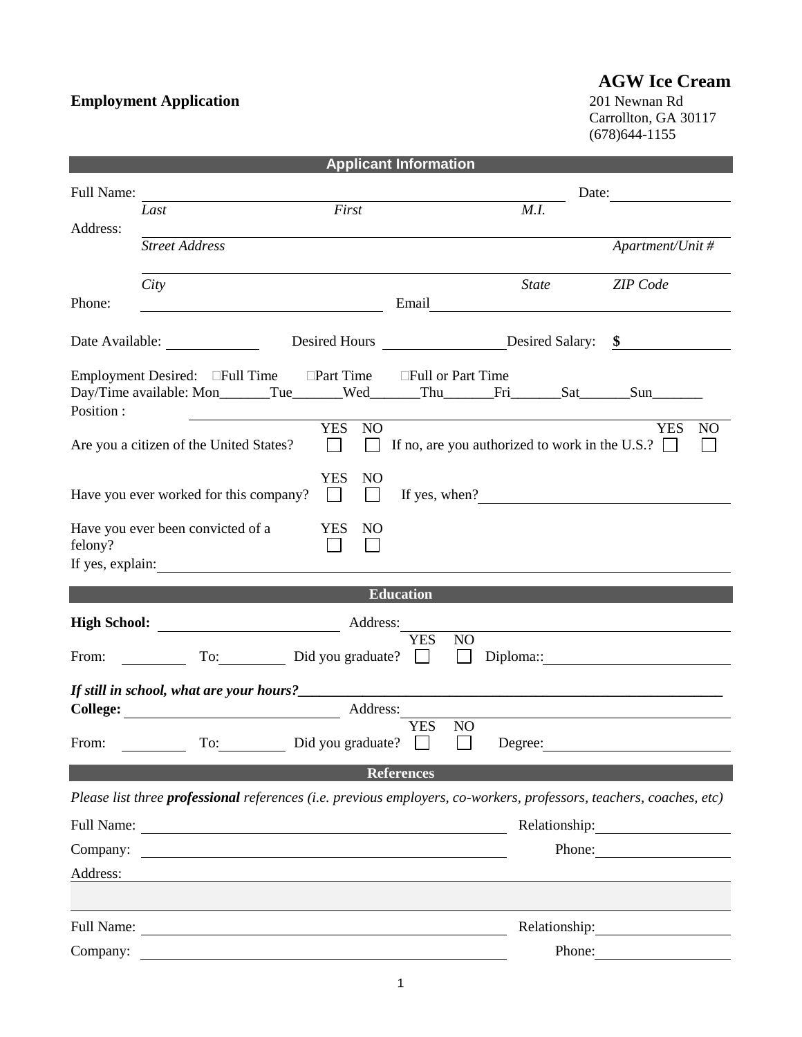# AGW Ice Cream

201 Newnan Rd
Carrollton, GA 30117
(678)644-1155

**Employment Application**

## Applicant Information

Full Name: ______________________________________________ Date: ______________

*Last* *First* *M.I.*

Address: ______________________________________________

*Street Address* *Apartment/Unit #*

______________________________________________

*City* *State* *ZIP Code*

Phone: ______________________ Email ______________________

Date Available: ____________ Desired Hours ______________ Desired Salary: **$** ______________

Employment Desired: ☐Full Time ☐Part Time ☐Full or Part Time

Day/Time available: Mon_______Tue_______Wed_______Thu_______Fri_______Sat_______Sun_______

Position : ______________________________________________

Are you a citizen of the United States? YES ☐ NO ☐ If no, are you authorized to work in the U.S.? YES ☐ NO ☐

Have you ever worked for this company? YES ☐ NO ☐ If yes, when? ______________________

Have you ever been convicted of a felony? YES ☐ NO ☐

If yes, explain: ______________________________________________

## Education

**High School:** ______________________ Address: ______________________

From: ________ To: ________ Did you graduate? YES ☐ NO ☐ Diploma:: ______________________

***If still in school, what are your hours?*___________________________________________________________**

**College:** ______________________ Address: ______________________

From: ________ To: ________ Did you graduate? YES ☐ NO ☐ Degree: ______________________

## References

*Please list three **professional** references (i.e. previous employers, co-workers, professors, teachers, coaches, etc)*

Full Name: ______________________________________________ Relationship: ______________

Company: ______________________________________________ Phone: ______________

Address: ______________________________________________

Full Name: ______________________________________________ Relationship: ______________

Company: ______________________________________________ Phone: ______________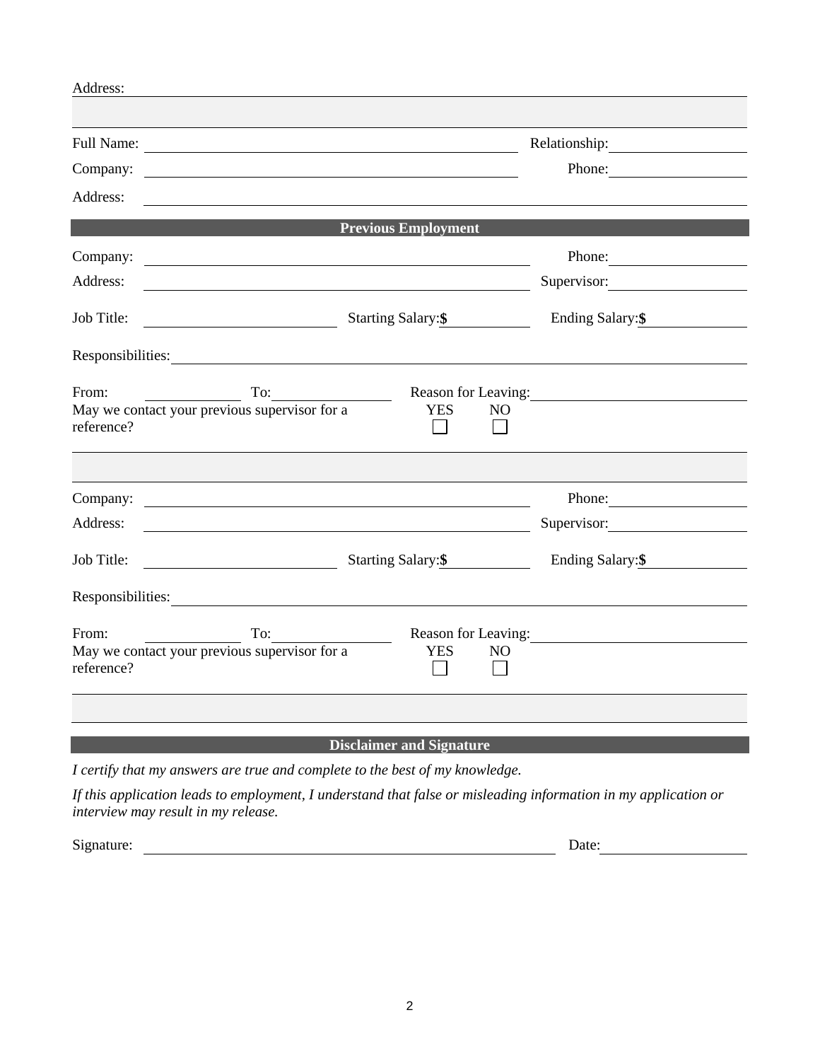Address: ______________________________________________

Full Name: ______________________________ Relationship: ______________

Company: ______________________________ Phone: ______________

Address: ______________________________________________

## Previous Employment

Company: ______________________________ Phone: ______________

Address: ______________________________ Supervisor: ______________

Job Title: ______________ Starting Salary:**$** ______________ Ending Salary:**$** ______________

Responsibilities: ______________________________________________

From: ______________ To: ______________ Reason for Leaving: ______________

May we contact your previous supervisor for a reference? YES ☐ NO ☐

Company: ______________________________ Phone: ______________

Address: ______________________________ Supervisor: ______________

Job Title: ______________ Starting Salary:**$** ______________ Ending Salary:**$** ______________

Responsibilities: ______________________________________________

From: ______________ To: ______________ Reason for Leaving: ______________

May we contact your previous supervisor for a reference? YES ☐ NO ☐

## Disclaimer and Signature

*I certify that my answers are true and complete to the best of my knowledge.*

*If this application leads to employment, I understand that false or misleading information in my application or interview may result in my release.*

Signature: ______________________________ Date: ______________